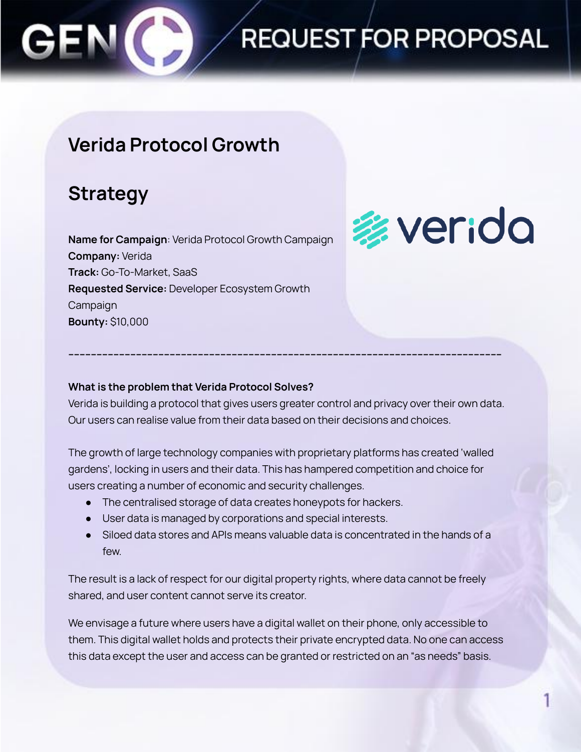# REQUEST FOR PROPOSAL

## Verida Protocol Growth Strategy

**Name for Campaign**: Verida Protocol Growth Campaign
**Company:** Verida
**Track:** Go-To-Market, SaaS
**Requested Service:** Developer Ecosystem Growth Campaign
**Bounty:** $10,000

---

**What is the problem that Verida Protocol Solves?**

Verida is building a protocol that gives users greater control and privacy over their own data. Our users can realise value from their data based on their decisions and choices.

The growth of large technology companies with proprietary platforms has created 'walled gardens', locking in users and their data. This has hampered competition and choice for users creating a number of economic and security challenges.

- The centralised storage of data creates honeypots for hackers.
- User data is managed by corporations and special interests.
- Siloed data stores and APIs means valuable data is concentrated in the hands of a few.

The result is a lack of respect for our digital property rights, where data cannot be freely shared, and user content cannot serve its creator.

We envisage a future where users have a digital wallet on their phone, only accessible to them. This digital wallet holds and protects their private encrypted data. No one can access this data except the user and access can be granted or restricted on an "as needs" basis.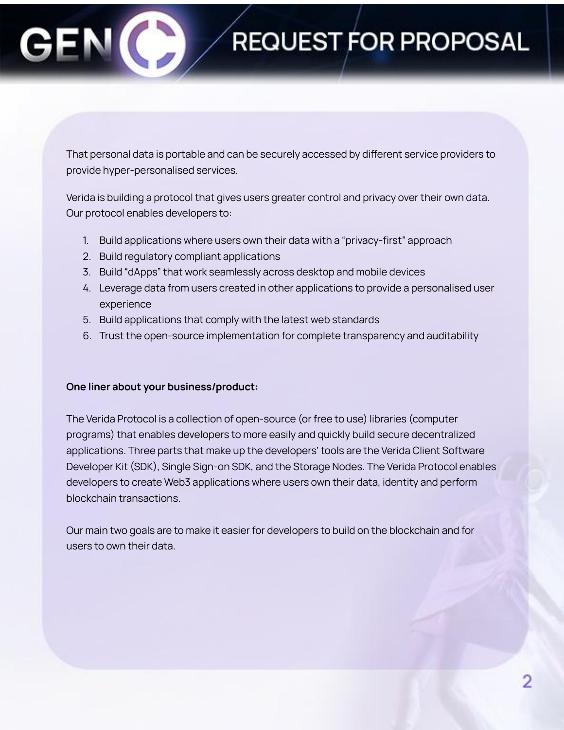That personal data is portable and can be securely accessed by different service providers to provide hyper-personalised services.

Verida is building a protocol that gives users greater control and privacy over their own data. Our protocol enables developers to:

1. Build applications where users own their data with a “privacy-first” approach
2. Build regulatory compliant applications
3. Build “dApps” that work seamlessly across desktop and mobile devices
4. Leverage data from users created in other applications to provide a personalised user experience
5. Build applications that comply with the latest web standards
6. Trust the open-source implementation for complete transparency and auditability

**One liner about your business/product:**

The Verida Protocol is a collection of open-source (or free to use) libraries (computer programs) that enables developers to more easily and quickly build secure decentralized applications. Three parts that make up the developers’ tools are the Verida Client Software Developer Kit (SDK), Single Sign-on SDK, and the Storage Nodes. The Verida Protocol enables developers to create Web3 applications where users own their data, identity and perform blockchain transactions.

Our main two goals are to make it easier for developers to build on the blockchain and for users to own their data.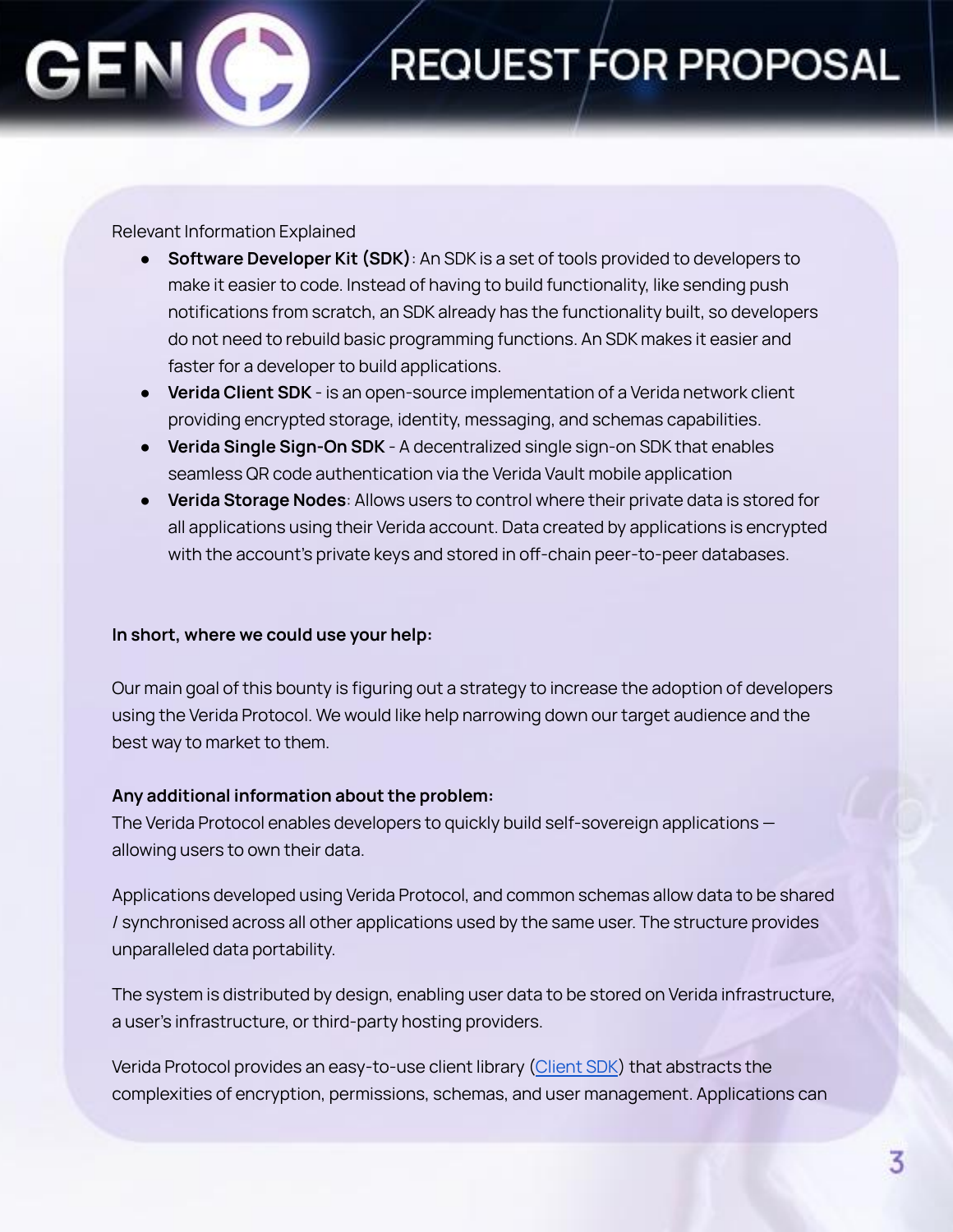Relevant Information Explained

- **Software Developer Kit (SDK)**: An SDK is a set of tools provided to developers to make it easier to code. Instead of having to build functionality, like sending push notifications from scratch, an SDK already has the functionality built, so developers do not need to rebuild basic programming functions. An SDK makes it easier and faster for a developer to build applications.
- **Verida Client SDK** - is an open-source implementation of a Verida network client providing encrypted storage, identity, messaging, and schemas capabilities.
- **Verida Single Sign-On SDK** - A decentralized single sign-on SDK that enables seamless QR code authentication via the Verida Vault mobile application
- **Verida Storage Nodes**: Allows users to control where their private data is stored for all applications using their Verida account. Data created by applications is encrypted with the account's private keys and stored in off-chain peer-to-peer databases.

**In short, where we could use your help:**

Our main goal of this bounty is figuring out a strategy to increase the adoption of developers using the Verida Protocol. We would like help narrowing down our target audience and the best way to market to them.

**Any additional information about the problem:**

The Verida Protocol enables developers to quickly build self-sovereign applications — allowing users to own their data.

Applications developed using Verida Protocol, and common schemas allow data to be shared / synchronised across all other applications used by the same user. The structure provides unparalleled data portability.

The system is distributed by design, enabling user data to be stored on Verida infrastructure, a user's infrastructure, or third-party hosting providers.

Verida Protocol provides an easy-to-use client library (Client SDK) that abstracts the complexities of encryption, permissions, schemas, and user management. Applications can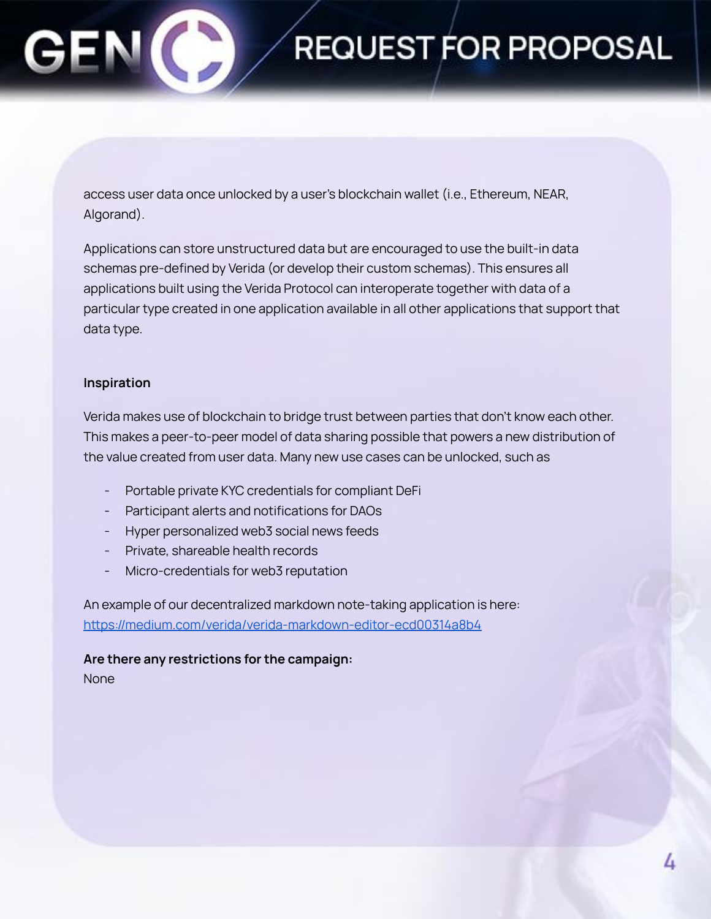access user data once unlocked by a user's blockchain wallet (i.e., Ethereum, NEAR, Algorand).

Applications can store unstructured data but are encouraged to use the built-in data schemas pre-defined by Verida (or develop their custom schemas). This ensures all applications built using the Verida Protocol can interoperate together with data of a particular type created in one application available in all other applications that support that data type.

**Inspiration**

Verida makes use of blockchain to bridge trust between parties that don't know each other. This makes a peer-to-peer model of data sharing possible that powers a new distribution of the value created from user data. Many new use cases can be unlocked, such as

- Portable private KYC credentials for compliant DeFi
- Participant alerts and notifications for DAOs
- Hyper personalized web3 social news feeds
- Private, shareable health records
- Micro-credentials for web3 reputation

An example of our decentralized markdown note-taking application is here: [https://medium.com/verida/verida-markdown-editor-ecd00314a8b4](https://medium.com/verida/verida-markdown-editor-ecd00314a8b4)

**Are there any restrictions for the campaign:**
None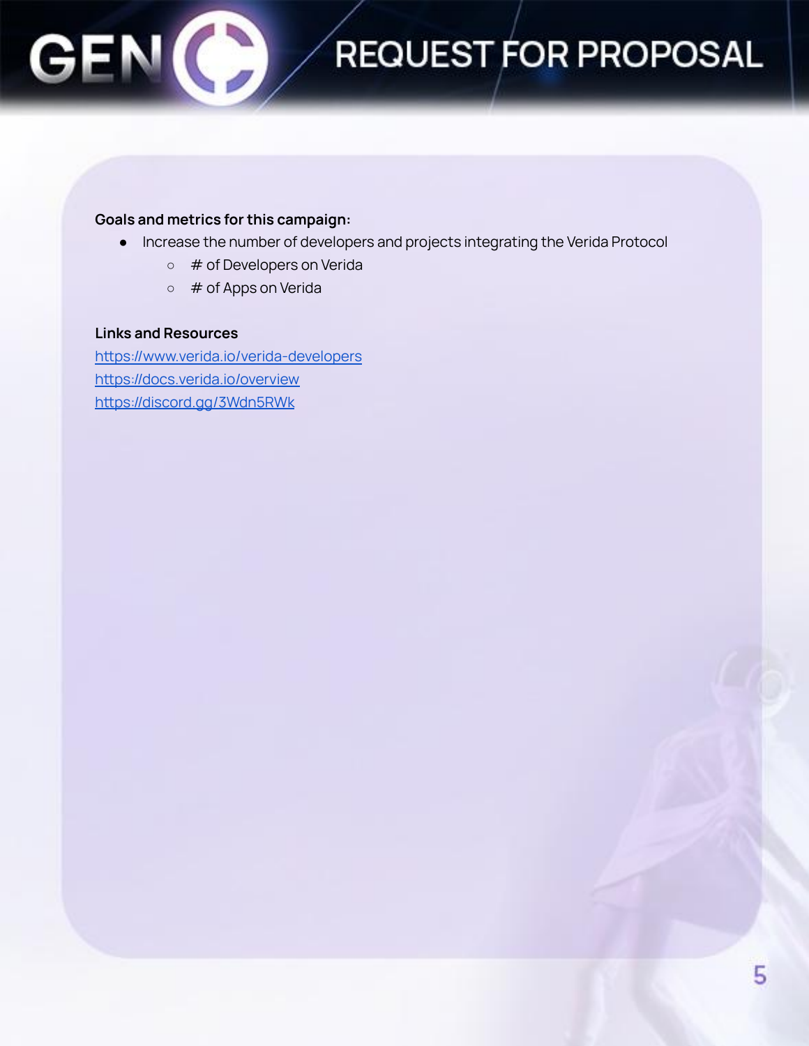**Goals and metrics for this campaign:**

- Increase the number of developers and projects integrating the Verida Protocol
  - # of Developers on Verida
  - # of Apps on Verida

**Links and Resources**

https://www.verida.io/verida-developers
https://docs.verida.io/overview
https://discord.gg/3Wdn5RWk